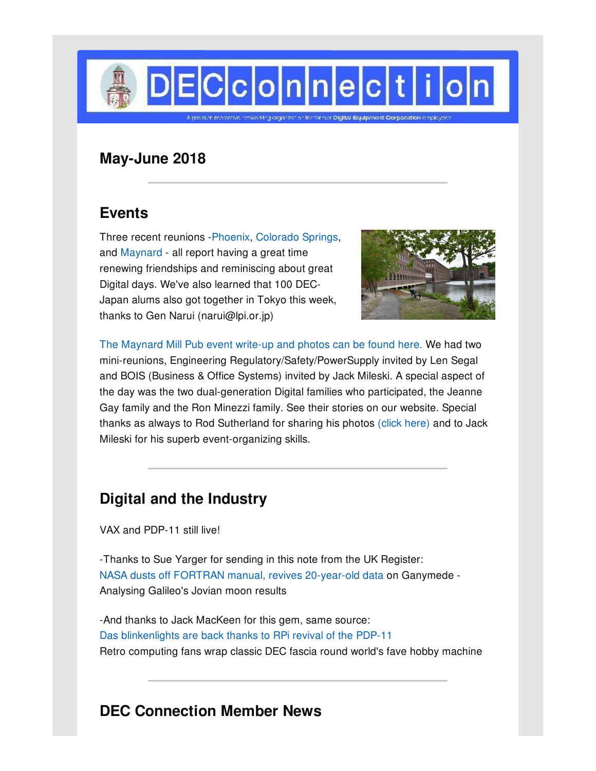# DECconnection

A premier networking organization for former Digital Equipment Corporation employees

## May-June 2018

---

## Events

Three recent reunions -Phoenix, Colorado Springs, and Maynard - all report having a great time renewing friendships and reminiscing about great Digital days. We've also learned that 100 DEC-Japan alums also got together in Tokyo this week, thanks to Gen Narui (narui@lpi.or.jp)

The Maynard Mill Pub event write-up and photos can be found here. We had two mini-reunions, Engineering Regulatory/Safety/PowerSupply invited by Len Segal and BOIS (Business & Office Systems) invited by Jack Mileski. A special aspect of the day was the two dual-generation Digital families who participated, the Jeanne Gay family and the Ron Minezzi family. See their stories on our website. Special thanks as always to Rod Sutherland for sharing his photos (click here) and to Jack Mileski for his superb event-organizing skills.

---

## Digital and the Industry

VAX and PDP-11 still live!

-Thanks to Sue Yarger for sending in this note from the UK Register:
NASA dusts off FORTRAN manual, revives 20-year-old data on Ganymede - Analysing Galileo's Jovian moon results

-And thanks to Jack MacKeen for this gem, same source:
Das blinkenlights are back thanks to RPi revival of the PDP-11
Retro computing fans wrap classic DEC fascia round world's fave hobby machine

---

## DEC Connection Member News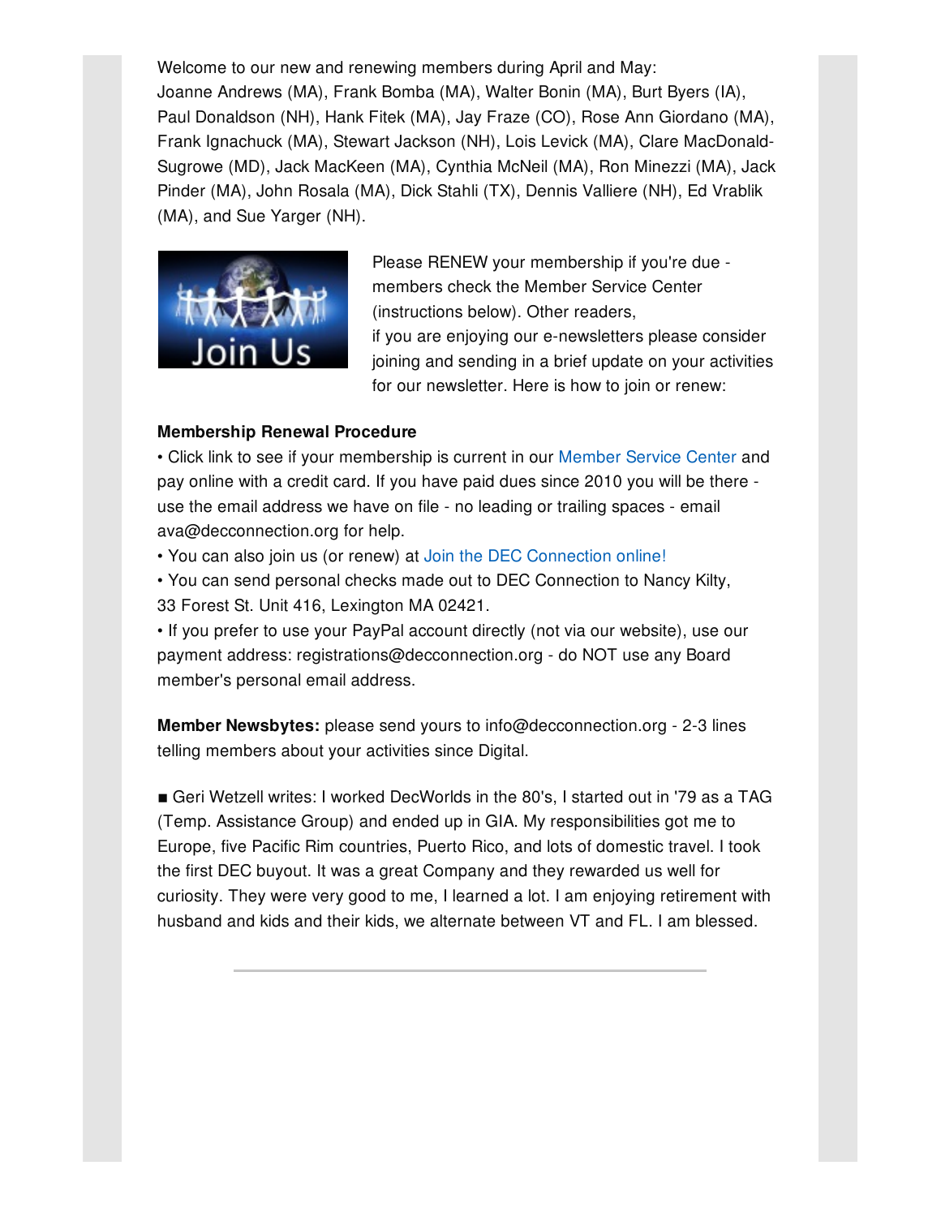Welcome to our new and renewing members during April and May:
Joanne Andrews (MA), Frank Bomba (MA), Walter Bonin (MA), Burt Byers (IA), Paul Donaldson (NH), Hank Fitek (MA), Jay Fraze (CO), Rose Ann Giordano (MA), Frank Ignachuck (MA), Stewart Jackson (NH), Lois Levick (MA), Clare MacDonald-Sugrowe (MD), Jack MacKeen (MA), Cynthia McNeil (MA), Ron Minezzi (MA), Jack Pinder (MA), John Rosala (MA), Dick Stahli (TX), Dennis Valliere (NH), Ed Vrablik (MA), and Sue Yarger (NH).

Please RENEW your membership if you're due - members check the Member Service Center (instructions below). Other readers, if you are enjoying our e-newsletters please consider joining and sending in a brief update on your activities for our newsletter. Here is how to join or renew:

**Membership Renewal Procedure**

• Click link to see if your membership is current in our Member Service Center and pay online with a credit card. If you have paid dues since 2010 you will be there - use the email address we have on file - no leading or trailing spaces - email ava@decconnection.org for help.

• You can also join us (or renew) at Join the DEC Connection online!

• You can send personal checks made out to DEC Connection to Nancy Kilty, 33 Forest St. Unit 416, Lexington MA 02421.

• If you prefer to use your PayPal account directly (not via our website), use our payment address: registrations@decconnection.org - do NOT use any Board member's personal email address.

**Member Newsbytes:** please send yours to info@decconnection.org - 2-3 lines telling members about your activities since Digital.

■ Geri Wetzell writes: I worked DecWorlds in the 80's, I started out in '79 as a TAG (Temp. Assistance Group) and ended up in GIA. My responsibilities got me to Europe, five Pacific Rim countries, Puerto Rico, and lots of domestic travel. I took the first DEC buyout. It was a great Company and they rewarded us well for curiosity. They were very good to me, I learned a lot. I am enjoying retirement with husband and kids and their kids, we alternate between VT and FL. I am blessed.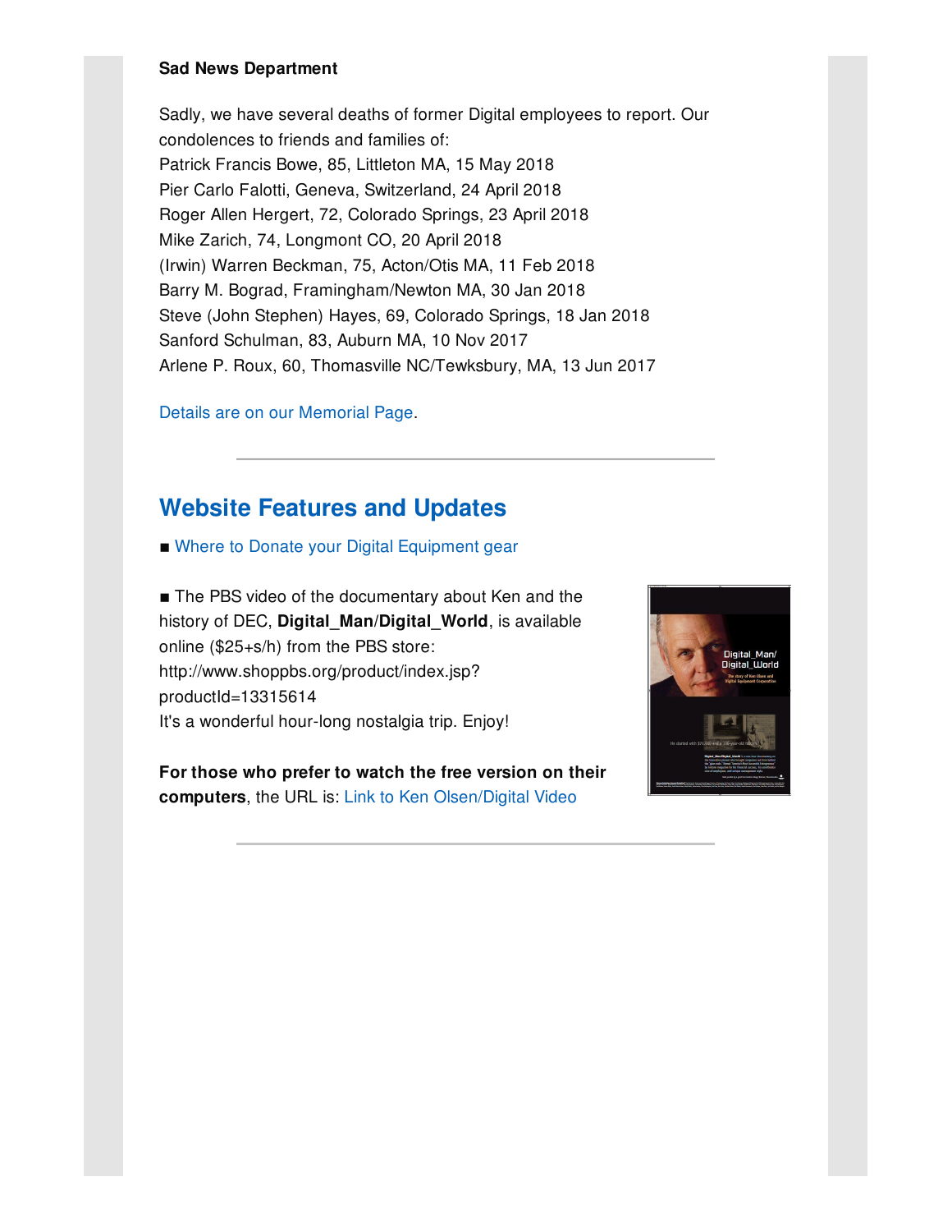**Sad News Department**

Sadly, we have several deaths of former Digital employees to report. Our condolences to friends and families of:
Patrick Francis Bowe, 85, Littleton MA, 15 May 2018
Pier Carlo Falotti, Geneva, Switzerland, 24 April 2018
Roger Allen Hergert, 72, Colorado Springs, 23 April 2018
Mike Zarich, 74, Longmont CO, 20 April 2018
(Irwin) Warren Beckman, 75, Acton/Otis MA, 11 Feb 2018
Barry M. Bograd, Framingham/Newton MA, 30 Jan 2018
Steve (John Stephen) Hayes, 69, Colorado Springs, 18 Jan 2018
Sanford Schulman, 83, Auburn MA, 10 Nov 2017
Arlene P. Roux, 60, Thomasville NC/Tewksbury, MA, 13 Jun 2017

Details are on our Memorial Page.

---

## Website Features and Updates

■ Where to Donate your Digital Equipment gear

■ The PBS video of the documentary about Ken and the history of DEC, **Digital_Man/Digital_World**, is available online ($25+s/h) from the PBS store: http://www.shoppbs.org/product/index.jsp?productId=13315614
It's a wonderful hour-long nostalgia trip. Enjoy!

**For those who prefer to watch the free version on their computers**, the URL is: Link to Ken Olsen/Digital Video

---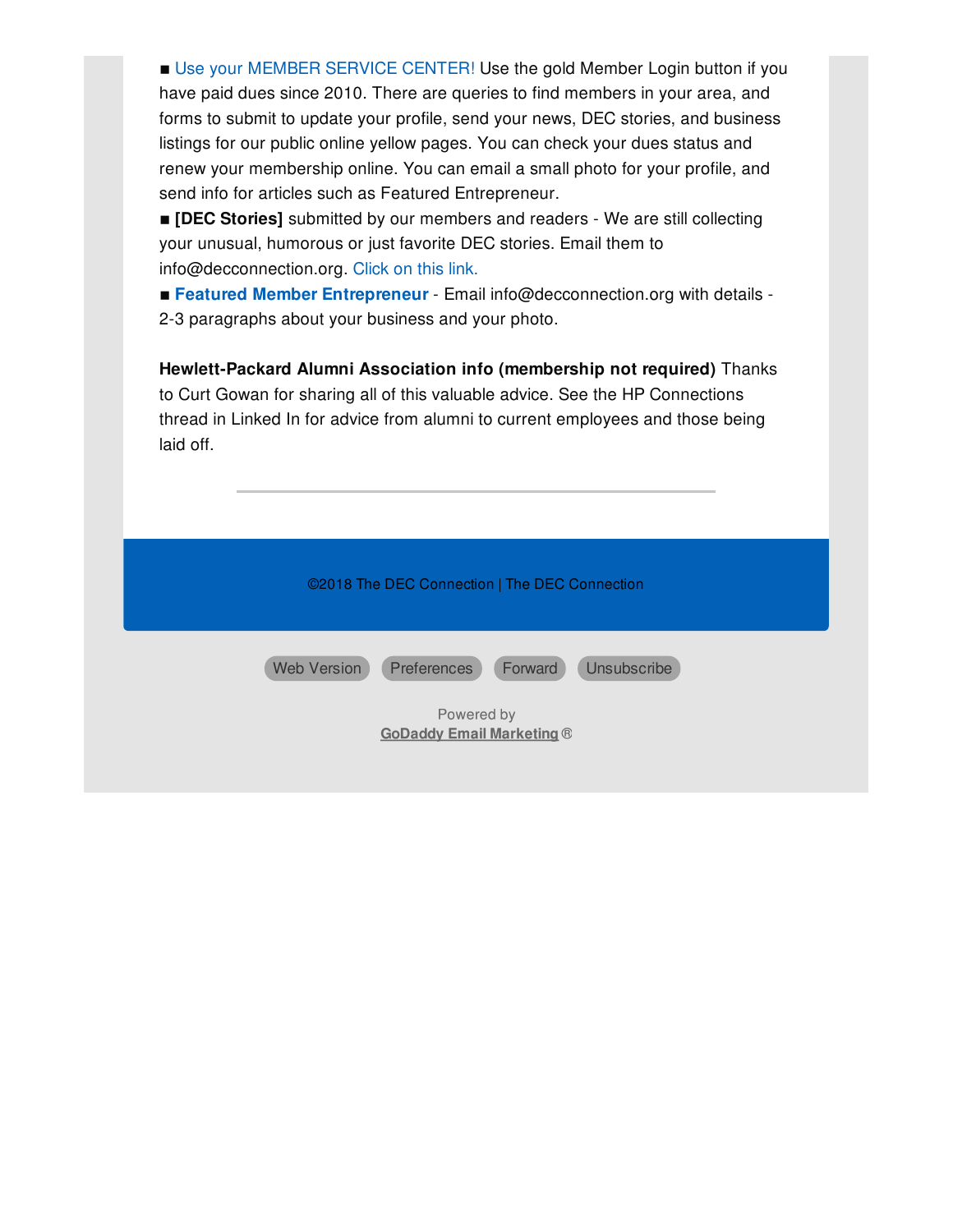■ Use your MEMBER SERVICE CENTER! Use the gold Member Login button if you have paid dues since 2010. There are queries to find members in your area, and forms to submit to update your profile, send your news, DEC stories, and business listings for our public online yellow pages. You can check your dues status and renew your membership online. You can email a small photo for your profile, and send info for articles such as Featured Entrepreneur.

■ **[DEC Stories]** submitted by our members and readers - We are still collecting your unusual, humorous or just favorite DEC stories. Email them to info@decconnection.org. Click on this link.

■ **Featured Member Entrepreneur** - Email info@decconnection.org with details - 2-3 paragraphs about your business and your photo.

**Hewlett-Packard Alumni Association info (membership not required)** Thanks to Curt Gowan for sharing all of this valuable advice. See the HP Connections thread in Linked In for advice from alumni to current employees and those being laid off.

---

©2018 The DEC Connection | The DEC Connection

Web Version | Preferences | Forward | Unsubscribe

Powered by
GoDaddy Email Marketing ®